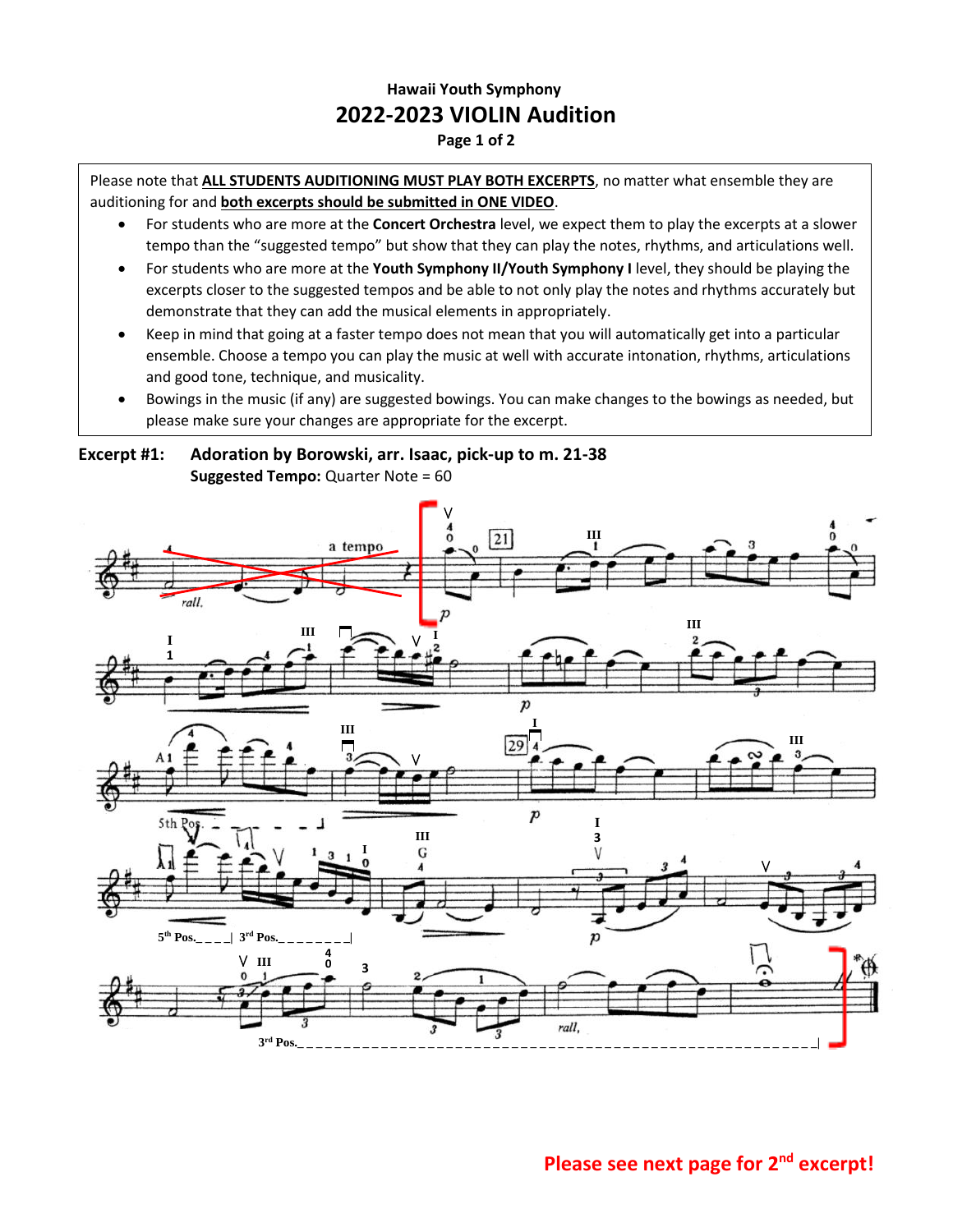# Hawaii Youth Symphony

## 2022-2023 VIOLIN Audition

Please note that **ALL STUDENTS AUDITIONING MUST PLAY BOTH EXCERPTS**, no matter what ensemble they are auditioning for and **both excerpts should be submitted in ONE VIDEO**.

- For students who are more at the **Concert Orchestra** level, we expect them to play the excerpts at a slower tempo than the "suggested tempo" but show that they can play the notes, rhythms, and articulations well.
- For students who are more at the **Youth Symphony II/Youth Symphony I** level, they should be playing the excerpts closer to the suggested tempos and be able to not only play the notes and rhythms accurately but demonstrate that they can add the musical elements in appropriately.
- Keep in mind that going at a faster tempo does not mean that you will automatically get into a particular ensemble. Choose a tempo you can play the music at well with accurate intonation, rhythms, articulations and good tone, technique, and musicality.
- Bowings in the music (if any) are suggested bowings. You can make changes to the bowings as needed, but please make sure your changes are appropriate for the excerpt.

**Excerpt #1: Adoration by Borowski, arr. Isaac, pick-up to m. 21-38**

**Suggested Tempo:** Quarter Note = 60

**Please see next page for 2nd excerpt!**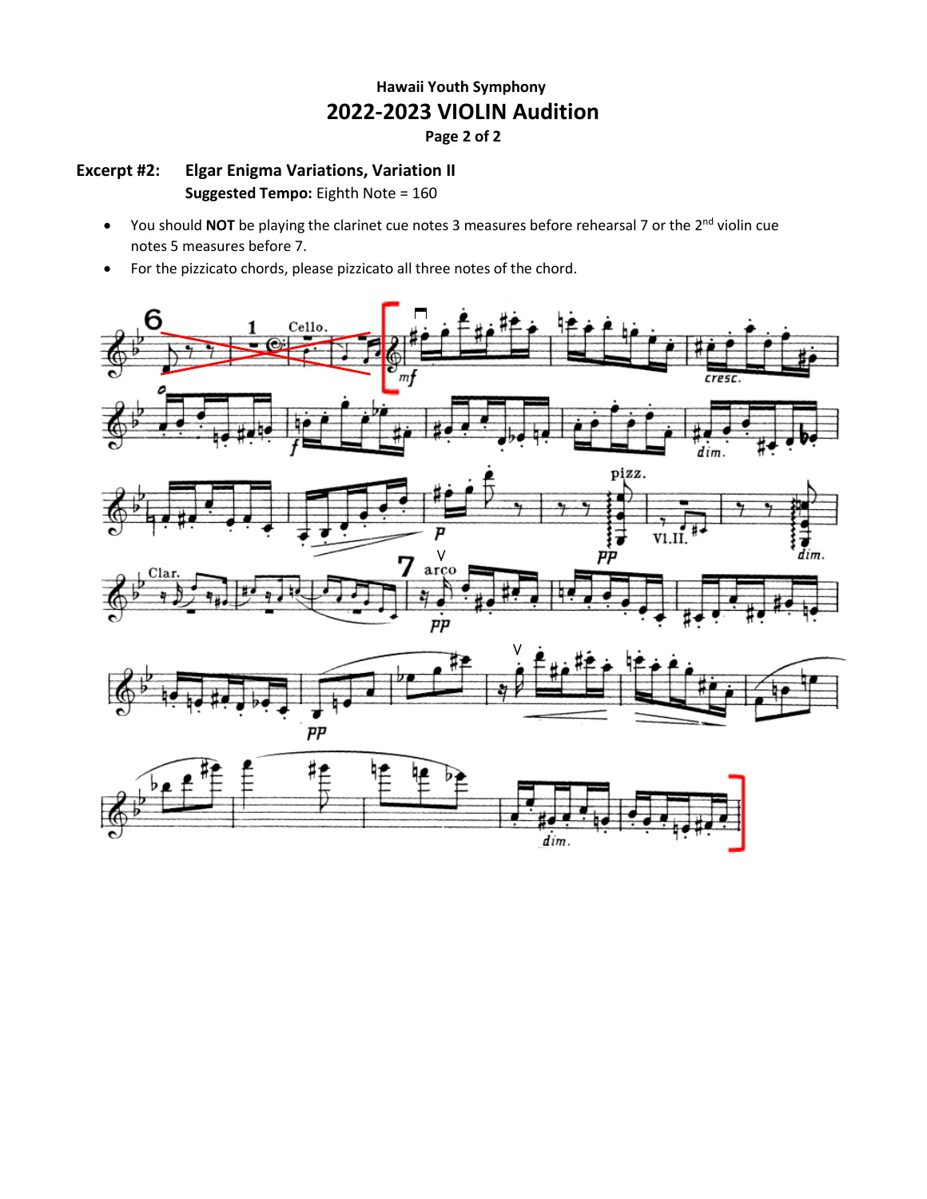Hawaii Youth Symphony

# 2022-2023 VIOLIN Audition

Page 2 of 2

**Excerpt #2: Elgar Enigma Variations, Variation II**

**Suggested Tempo:** Eighth Note = 160

- You should **NOT** be playing the clarinet cue notes 3 measures before rehearsal 7 or the 2nd violin cue notes 5 measures before 7.
- For the pizzicato chords, please pizzicato all three notes of the chord.